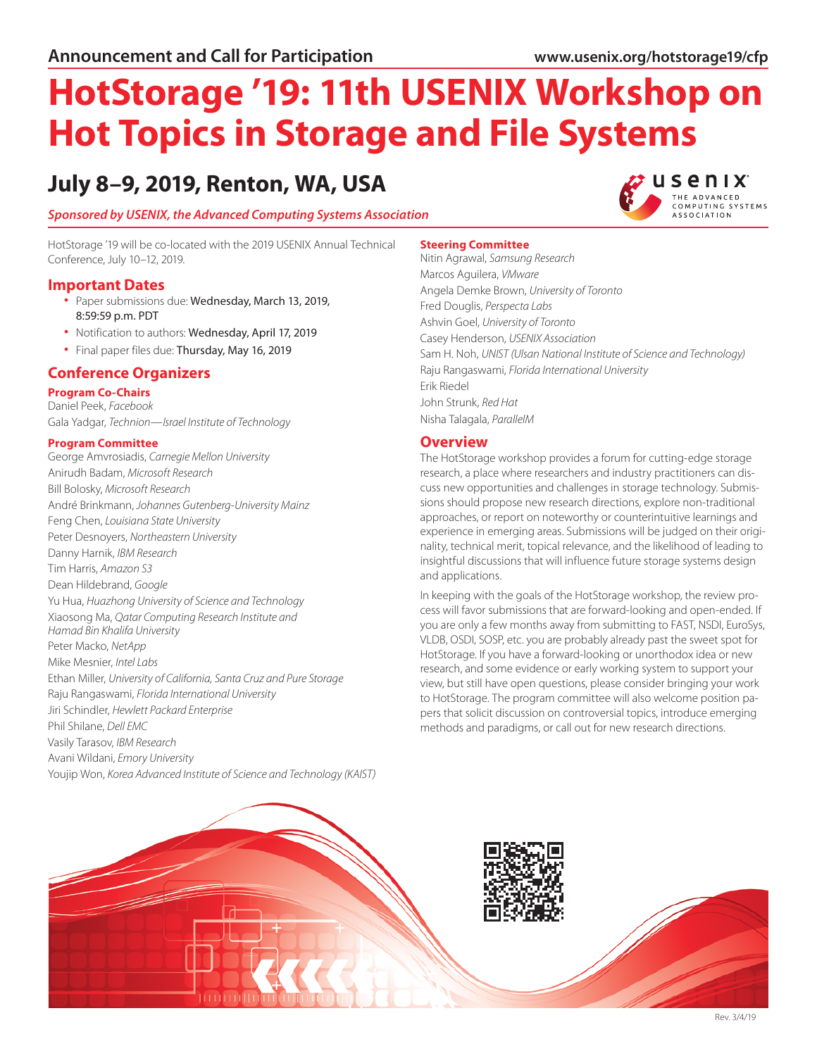Announcement and Call for Participation www.usenix.org/hotstorage19/cfp

# HotStorage '19: 11th USENIX Workshop on Hot Topics in Storage and File Systems

## July 8–9, 2019, Renton, WA, USA

*Sponsored by USENIX, the Advanced Computing Systems Association*

HotStorage '19 will be co-located with the 2019 USENIX Annual Technical Conference, July 10–12, 2019.

## Important Dates

- Paper submissions due: Wednesday, March 13, 2019, 8:59:59 p.m. PDT
- Notification to authors: Wednesday, April 17, 2019
- Final paper files due: Thursday, May 16, 2019

## Conference Organizers

### Program Co-Chairs

Daniel Peek, *Facebook*
Gala Yadgar, *Technion—Israel Institute of Technology*

### Program Committee

George Amvrosiadis, *Carnegie Mellon University*
Anirudh Badam, *Microsoft Research*
Bill Bolosky, *Microsoft Research*
André Brinkmann, *Johannes Gutenberg-University Mainz*
Feng Chen, *Louisiana State University*
Peter Desnoyers, *Northeastern University*
Danny Harnik, *IBM Research*
Tim Harris, *Amazon S3*
Dean Hildebrand, *Google*
Yu Hua, *Huazhong University of Science and Technology*
Xiaosong Ma, *Qatar Computing Research Institute and Hamad Bin Khalifa University*
Peter Macko, *NetApp*
Mike Mesnier, *Intel Labs*
Ethan Miller, *University of California, Santa Cruz and Pure Storage*
Raju Rangaswami, *Florida International University*
Jiri Schindler, *Hewlett Packard Enterprise*
Phil Shilane, *Dell EMC*
Vasily Tarasov, *IBM Research*
Avani Wildani, *Emory University*
Youjip Won, *Korea Advanced Institute of Science and Technology (KAIST)*

### Steering Committee

Nitin Agrawal, *Samsung Research*
Marcos Aguilera, *VMware*
Angela Demke Brown, *University of Toronto*
Fred Douglis, *Perspecta Labs*
Ashvin Goel, *University of Toronto*
Casey Henderson, *USENIX Association*
Sam H. Noh, *UNIST (Ulsan National Institute of Science and Technology)*
Raju Rangaswami, *Florida International University*
Erik Riedel
John Strunk, *Red Hat*
Nisha Talagala, *ParallelM*

## Overview

The HotStorage workshop provides a forum for cutting-edge storage research, a place where researchers and industry practitioners can discuss new opportunities and challenges in storage technology. Submissions should propose new research directions, explore non-traditional approaches, or report on noteworthy or counterintuitive learnings and experience in emerging areas. Submissions will be judged on their originality, technical merit, topical relevance, and the likelihood of leading to insightful discussions that will influence future storage systems design and applications.

In keeping with the goals of the HotStorage workshop, the review process will favor submissions that are forward-looking and open-ended. If you are only a few months away from submitting to FAST, NSDI, EuroSys, VLDB, OSDI, SOSP, etc. you are probably already past the sweet spot for HotStorage. If you have a forward-looking or unorthodox idea or new research, and some evidence or early working system to support your view, but still have open questions, please consider bringing your work to HotStorage. The program committee will also welcome position papers that solicit discussion on controversial topics, introduce emerging methods and paradigms, or call out for new research directions.

Rev. 3/4/19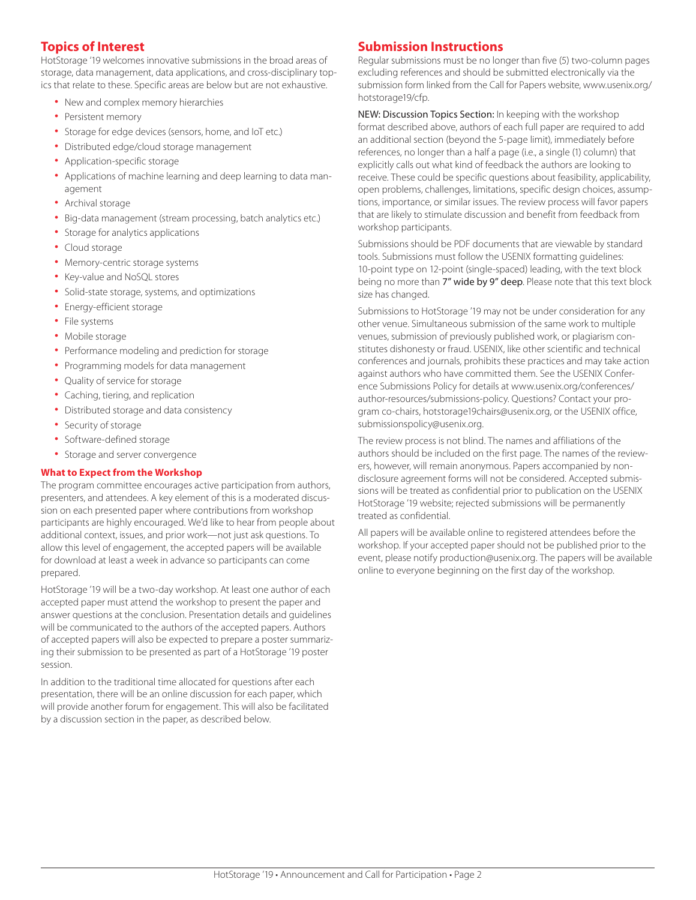## Topics of Interest

HotStorage '19 welcomes innovative submissions in the broad areas of storage, data management, data applications, and cross-disciplinary topics that relate to these. Specific areas are below but are not exhaustive.

- New and complex memory hierarchies
- Persistent memory
- Storage for edge devices (sensors, home, and IoT etc.)
- Distributed edge/cloud storage management
- Application-specific storage
- Applications of machine learning and deep learning to data management
- Archival storage
- Big-data management (stream processing, batch analytics etc.)
- Storage for analytics applications
- Cloud storage
- Memory-centric storage systems
- Key-value and NoSQL stores
- Solid-state storage, systems, and optimizations
- Energy-efficient storage
- File systems
- Mobile storage
- Performance modeling and prediction for storage
- Programming models for data management
- Quality of service for storage
- Caching, tiering, and replication
- Distributed storage and data consistency
- Security of storage
- Software-defined storage
- Storage and server convergence

### What to Expect from the Workshop

The program committee encourages active participation from authors, presenters, and attendees. A key element of this is a moderated discussion on each presented paper where contributions from workshop participants are highly encouraged. We'd like to hear from people about additional context, issues, and prior work—not just ask questions. To allow this level of engagement, the accepted papers will be available for download at least a week in advance so participants can come prepared.

HotStorage '19 will be a two-day workshop. At least one author of each accepted paper must attend the workshop to present the paper and answer questions at the conclusion. Presentation details and guidelines will be communicated to the authors of the accepted papers. Authors of accepted papers will also be expected to prepare a poster summarizing their submission to be presented as part of a HotStorage '19 poster session.

In addition to the traditional time allocated for questions after each presentation, there will be an online discussion for each paper, which will provide another forum for engagement. This will also be facilitated by a discussion section in the paper, as described below.

## Submission Instructions

Regular submissions must be no longer than five (5) two-column pages excluding references and should be submitted electronically via the submission form linked from the Call for Papers website, www.usenix.org/hotstorage19/cfp.

NEW: Discussion Topics Section: In keeping with the workshop format described above, authors of each full paper are required to add an additional section (beyond the 5-page limit), immediately before references, no longer than a half a page (i.e., a single (1) column) that explicitly calls out what kind of feedback the authors are looking to receive. These could be specific questions about feasibility, applicability, open problems, challenges, limitations, specific design choices, assumptions, importance, or similar issues. The review process will favor papers that are likely to stimulate discussion and benefit from feedback from workshop participants.

Submissions should be PDF documents that are viewable by standard tools. Submissions must follow the USENIX formatting guidelines: 10-point type on 12-point (single-spaced) leading, with the text block being no more than 7″ wide by 9″ deep. Please note that this text block size has changed.

Submissions to HotStorage '19 may not be under consideration for any other venue. Simultaneous submission of the same work to multiple venues, submission of previously published work, or plagiarism constitutes dishonesty or fraud. USENIX, like other scientific and technical conferences and journals, prohibits these practices and may take action against authors who have committed them. See the USENIX Conference Submissions Policy for details at www.usenix.org/conferences/author-resources/submissions-policy. Questions? Contact your program co-chairs, hotstorage19chairs@usenix.org, or the USENIX office, submissionspolicy@usenix.org.

The review process is not blind. The names and affiliations of the authors should be included on the first page. The names of the reviewers, however, will remain anonymous. Papers accompanied by nondisclosure agreement forms will not be considered. Accepted submissions will be treated as confidential prior to publication on the USENIX HotStorage '19 website; rejected submissions will be permanently treated as confidential.

All papers will be available online to registered attendees before the workshop. If your accepted paper should not be published prior to the event, please notify production@usenix.org. The papers will be available online to everyone beginning on the first day of the workshop.